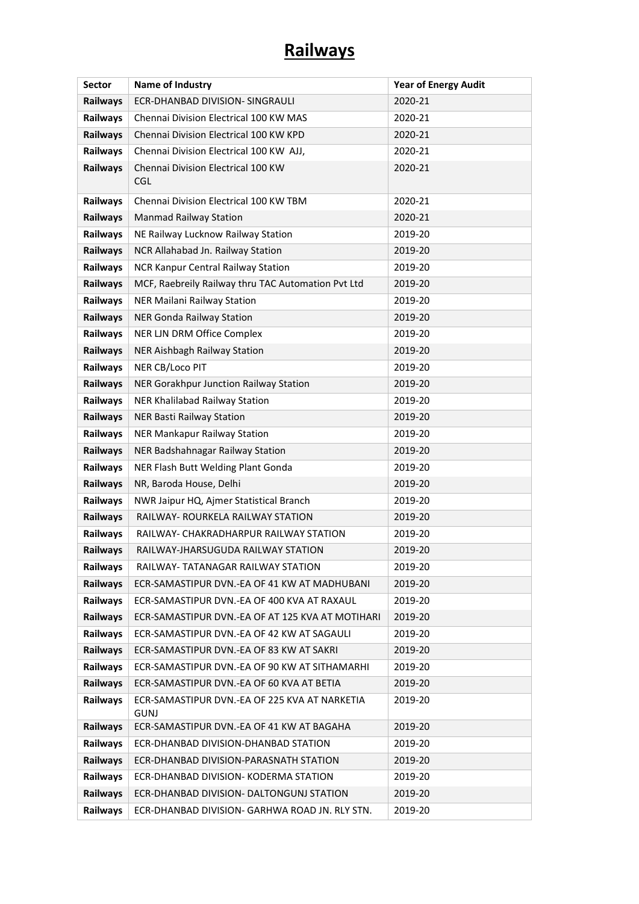# Railways

| Sector | Name of Industry | Year of Energy Audit |
|---|---|---|
| Railways | ECR-DHANBAD DIVISION- SINGRAULI | 2020-21 |
| Railways | Chennai Division Electrical 100 KW MAS | 2020-21 |
| Railways | Chennai Division Electrical 100 KW KPD | 2020-21 |
| Railways | Chennai Division Electrical 100 KW AJJ, | 2020-21 |
| Railways | Chennai Division Electrical 100 KW CGL | 2020-21 |
| Railways | Chennai Division Electrical 100 KW TBM | 2020-21 |
| Railways | Manmad Railway Station | 2020-21 |
| Railways | NE Railway Lucknow Railway Station | 2019-20 |
| Railways | NCR Allahabad Jn. Railway Station | 2019-20 |
| Railways | NCR Kanpur Central Railway Station | 2019-20 |
| Railways | MCF, Raebreily Railway thru TAC Automation Pvt Ltd | 2019-20 |
| Railways | NER Mailani Railway Station | 2019-20 |
| Railways | NER Gonda Railway Station | 2019-20 |
| Railways | NER LJN DRM Office Complex | 2019-20 |
| Railways | NER Aishbagh Railway Station | 2019-20 |
| Railways | NER CB/Loco PIT | 2019-20 |
| Railways | NER Gorakhpur Junction Railway Station | 2019-20 |
| Railways | NER Khalilabad Railway Station | 2019-20 |
| Railways | NER Basti Railway Station | 2019-20 |
| Railways | NER Mankapur Railway Station | 2019-20 |
| Railways | NER Badshahnagar Railway Station | 2019-20 |
| Railways | NER Flash Butt Welding Plant Gonda | 2019-20 |
| Railways | NR, Baroda House, Delhi | 2019-20 |
| Railways | NWR Jaipur HQ, Ajmer Statistical Branch | 2019-20 |
| Railways | RAILWAY- ROURKELA RAILWAY STATION | 2019-20 |
| Railways | RAILWAY- CHAKRADHARPUR RAILWAY STATION | 2019-20 |
| Railways | RAILWAY-JHARSUGUDA RAILWAY STATION | 2019-20 |
| Railways | RAILWAY- TATANAGAR RAILWAY STATION | 2019-20 |
| Railways | ECR-SAMASTIPUR DVN.-EA OF 41 KW AT MADHUBANI | 2019-20 |
| Railways | ECR-SAMASTIPUR DVN.-EA OF 400 KVA AT RAXAUL | 2019-20 |
| Railways | ECR-SAMASTIPUR DVN.-EA OF AT 125 KVA AT MOTIHARI | 2019-20 |
| Railways | ECR-SAMASTIPUR DVN.-EA OF 42 KW AT SAGAULI | 2019-20 |
| Railways | ECR-SAMASTIPUR DVN.-EA OF 83 KW AT SAKRI | 2019-20 |
| Railways | ECR-SAMASTIPUR DVN.-EA OF 90 KW AT SITHAMARHI | 2019-20 |
| Railways | ECR-SAMASTIPUR DVN.-EA OF 60 KVA AT BETIA | 2019-20 |
| Railways | ECR-SAMASTIPUR DVN.-EA OF 225 KVA AT NARKETIA GUNJ | 2019-20 |
| Railways | ECR-SAMASTIPUR DVN.-EA OF 41 KW AT BAGAHA | 2019-20 |
| Railways | ECR-DHANBAD DIVISION-DHANBAD STATION | 2019-20 |
| Railways | ECR-DHANBAD DIVISION-PARASNATH STATION | 2019-20 |
| Railways | ECR-DHANBAD DIVISION- KODERMA STATION | 2019-20 |
| Railways | ECR-DHANBAD DIVISION- DALTONGUNJ STATION | 2019-20 |
| Railways | ECR-DHANBAD DIVISION- GARHWA ROAD JN. RLY STN. | 2019-20 |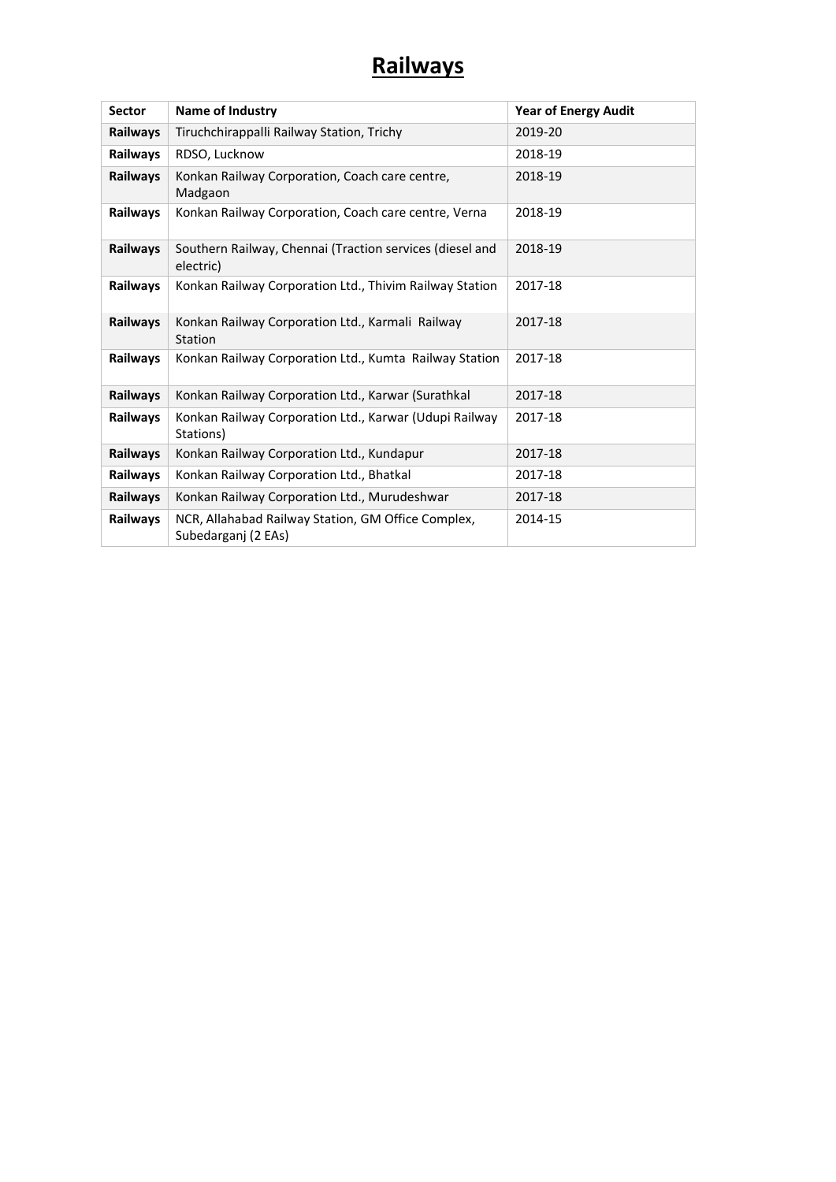# Railways

| Sector | Name of Industry | Year of Energy Audit |
|---|---|---|
| **Railways** | Tiruchchirappalli Railway Station, Trichy | 2019-20 |
| **Railways** | RDSO, Lucknow | 2018-19 |
| **Railways** | Konkan Railway Corporation, Coach care centre, Madgaon | 2018-19 |
| **Railways** | Konkan Railway Corporation, Coach care centre, Verna | 2018-19 |
| **Railways** | Southern Railway, Chennai (Traction services (diesel and electric) | 2018-19 |
| **Railways** | Konkan Railway Corporation Ltd., Thivim Railway Station | 2017-18 |
| **Railways** | Konkan Railway Corporation Ltd., Karmali Railway Station | 2017-18 |
| **Railways** | Konkan Railway Corporation Ltd., Kumta Railway Station | 2017-18 |
| **Railways** | Konkan Railway Corporation Ltd., Karwar (Surathkal | 2017-18 |
| **Railways** | Konkan Railway Corporation Ltd., Karwar (Udupi Railway Stations) | 2017-18 |
| **Railways** | Konkan Railway Corporation Ltd., Kundapur | 2017-18 |
| **Railways** | Konkan Railway Corporation Ltd., Bhatkal | 2017-18 |
| **Railways** | Konkan Railway Corporation Ltd., Murudeshwar | 2017-18 |
| **Railways** | NCR, Allahabad Railway Station, GM Office Complex, Subedarganj (2 EAs) | 2014-15 |